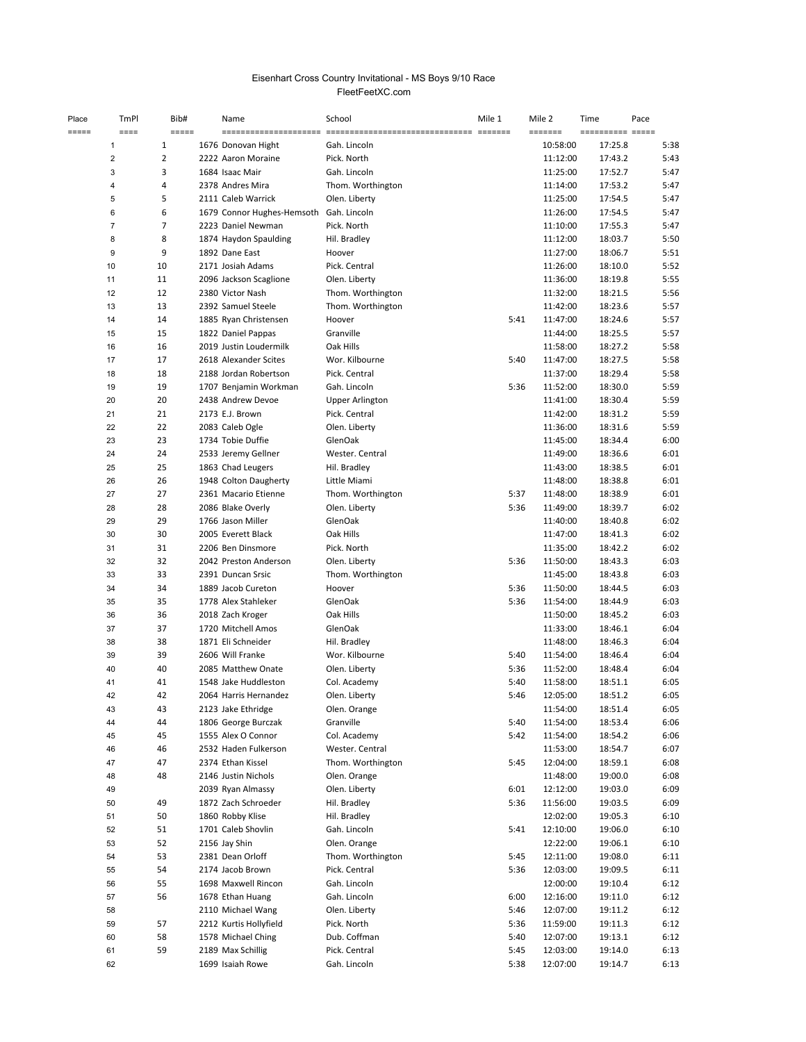# Eisenhart Cross Country Invitational - MS Boys 9/10 Race

FleetFeetXC.com

| Place | TmPl | Bib# | Name | School | Mile 1 | Mile 2 | Time | Pace |
|---|---|---|---|---|---|---|---|---|
| 1 | 1 | 1676 | Donovan Hight | Gah. Lincoln | | 10:58:00 | 17:25.8 | 5:38 |
| 2 | 2 | 2222 | Aaron Moraine | Pick. North | | 11:12:00 | 17:43.2 | 5:43 |
| 3 | 3 | 1684 | Isaac Mair | Gah. Lincoln | | 11:25:00 | 17:52.7 | 5:47 |
| 4 | 4 | 2378 | Andres Mira | Thom. Worthington | | 11:14:00 | 17:53.2 | 5:47 |
| 5 | 5 | 2111 | Caleb Warrick | Olen. Liberty | | 11:25:00 | 17:54.5 | 5:47 |
| 6 | 6 | 1679 | Connor Hughes-Hemsoth | Gah. Lincoln | | 11:26:00 | 17:54.5 | 5:47 |
| 7 | 7 | 2223 | Daniel Newman | Pick. North | | 11:10:00 | 17:55.3 | 5:47 |
| 8 | 8 | 1874 | Haydon Spaulding | Hil. Bradley | | 11:12:00 | 18:03.7 | 5:50 |
| 9 | 9 | 1892 | Dane East | Hoover | | 11:27:00 | 18:06.7 | 5:51 |
| 10 | 10 | 2171 | Josiah Adams | Pick. Central | | 11:26:00 | 18:10.0 | 5:52 |
| 11 | 11 | 2096 | Jackson Scaglione | Olen. Liberty | | 11:36:00 | 18:19.8 | 5:55 |
| 12 | 12 | 2380 | Victor Nash | Thom. Worthington | | 11:32:00 | 18:21.5 | 5:56 |
| 13 | 13 | 2392 | Samuel Steele | Thom. Worthington | | 11:42:00 | 18:23.6 | 5:57 |
| 14 | 14 | 1885 | Ryan Christensen | Hoover | 5:41 | 11:47:00 | 18:24.6 | 5:57 |
| 15 | 15 | 1822 | Daniel Pappas | Granville | | 11:44:00 | 18:25.5 | 5:57 |
| 16 | 16 | 2019 | Justin Loudermilk | Oak Hills | | 11:58:00 | 18:27.2 | 5:58 |
| 17 | 17 | 2618 | Alexander Scites | Wor. Kilbourne | 5:40 | 11:47:00 | 18:27.5 | 5:58 |
| 18 | 18 | 2188 | Jordan Robertson | Pick. Central | | 11:37:00 | 18:29.4 | 5:58 |
| 19 | 19 | 1707 | Benjamin Workman | Gah. Lincoln | 5:36 | 11:52:00 | 18:30.0 | 5:59 |
| 20 | 20 | 2438 | Andrew Devoe | Upper Arlington | | 11:41:00 | 18:30.4 | 5:59 |
| 21 | 21 | 2173 | E.J. Brown | Pick. Central | | 11:42:00 | 18:31.2 | 5:59 |
| 22 | 22 | 2083 | Caleb Ogle | Olen. Liberty | | 11:36:00 | 18:31.6 | 5:59 |
| 23 | 23 | 1734 | Tobie Duffie | GlenOak | | 11:45:00 | 18:34.4 | 6:00 |
| 24 | 24 | 2533 | Jeremy Gellner | Wester. Central | | 11:49:00 | 18:36.6 | 6:01 |
| 25 | 25 | 1863 | Chad Leugers | Hil. Bradley | | 11:43:00 | 18:38.5 | 6:01 |
| 26 | 26 | 1948 | Colton Daugherty | Little Miami | | 11:48:00 | 18:38.8 | 6:01 |
| 27 | 27 | 2361 | Macario Etienne | Thom. Worthington | 5:37 | 11:48:00 | 18:38.9 | 6:01 |
| 28 | 28 | 2086 | Blake Overly | Olen. Liberty | 5:36 | 11:49:00 | 18:39.7 | 6:02 |
| 29 | 29 | 1766 | Jason Miller | GlenOak | | 11:40:00 | 18:40.8 | 6:02 |
| 30 | 30 | 2005 | Everett Black | Oak Hills | | 11:47:00 | 18:41.3 | 6:02 |
| 31 | 31 | 2206 | Ben Dinsmore | Pick. North | | 11:35:00 | 18:42.2 | 6:02 |
| 32 | 32 | 2042 | Preston Anderson | Olen. Liberty | 5:36 | 11:50:00 | 18:43.3 | 6:03 |
| 33 | 33 | 2391 | Duncan Srsic | Thom. Worthington | | 11:45:00 | 18:43.8 | 6:03 |
| 34 | 34 | 1889 | Jacob Cureton | Hoover | 5:36 | 11:50:00 | 18:44.5 | 6:03 |
| 35 | 35 | 1778 | Alex Stahleker | GlenOak | 5:36 | 11:54:00 | 18:44.9 | 6:03 |
| 36 | 36 | 2018 | Zach Kroger | Oak Hills | | 11:50:00 | 18:45.2 | 6:03 |
| 37 | 37 | 1720 | Mitchell Amos | GlenOak | | 11:33:00 | 18:46.1 | 6:04 |
| 38 | 38 | 1871 | Eli Schneider | Hil. Bradley | | 11:48:00 | 18:46.3 | 6:04 |
| 39 | 39 | 2606 | Will Franke | Wor. Kilbourne | 5:40 | 11:54:00 | 18:46.4 | 6:04 |
| 40 | 40 | 2085 | Matthew Onate | Olen. Liberty | 5:36 | 11:52:00 | 18:48.4 | 6:04 |
| 41 | 41 | 1548 | Jake Huddleston | Col. Academy | 5:40 | 11:58:00 | 18:51.1 | 6:05 |
| 42 | 42 | 2064 | Harris Hernandez | Olen. Liberty | 5:46 | 12:05:00 | 18:51.2 | 6:05 |
| 43 | 43 | 2123 | Jake Ethridge | Olen. Orange | | 11:54:00 | 18:51.4 | 6:05 |
| 44 | 44 | 1806 | George Burczak | Granville | 5:40 | 11:54:00 | 18:53.4 | 6:06 |
| 45 | 45 | 1555 | Alex O Connor | Col. Academy | 5:42 | 11:54:00 | 18:54.2 | 6:06 |
| 46 | 46 | 2532 | Haden Fulkerson | Wester. Central | | 11:53:00 | 18:54.7 | 6:07 |
| 47 | 47 | 2374 | Ethan Kissel | Thom. Worthington | 5:45 | 12:04:00 | 18:59.1 | 6:08 |
| 48 | 48 | 2146 | Justin Nichols | Olen. Orange | | 11:48:00 | 19:00.0 | 6:08 |
| 49 | | 2039 | Ryan Almassy | Olen. Liberty | 6:01 | 12:12:00 | 19:03.0 | 6:09 |
| 50 | 49 | 1872 | Zach Schroeder | Hil. Bradley | 5:36 | 11:56:00 | 19:03.5 | 6:09 |
| 51 | 50 | 1860 | Robby Klise | Hil. Bradley | | 12:02:00 | 19:05.3 | 6:10 |
| 52 | 51 | 1701 | Caleb Shovlin | Gah. Lincoln | 5:41 | 12:10:00 | 19:06.0 | 6:10 |
| 53 | 52 | 2156 | Jay Shin | Olen. Orange | | 12:22:00 | 19:06.1 | 6:10 |
| 54 | 53 | 2381 | Dean Orloff | Thom. Worthington | 5:45 | 12:11:00 | 19:08.0 | 6:11 |
| 55 | 54 | 2174 | Jacob Brown | Pick. Central | 5:36 | 12:03:00 | 19:09.5 | 6:11 |
| 56 | 55 | 1698 | Maxwell Rincon | Gah. Lincoln | | 12:00:00 | 19:10.4 | 6:12 |
| 57 | 56 | 1678 | Ethan Huang | Gah. Lincoln | 6:00 | 12:16:00 | 19:11.0 | 6:12 |
| 58 | | 2110 | Michael Wang | Olen. Liberty | 5:46 | 12:07:00 | 19:11.2 | 6:12 |
| 59 | 57 | 2212 | Kurtis Hollyfield | Pick. North | 5:36 | 11:59:00 | 19:11.3 | 6:12 |
| 60 | 58 | 1578 | Michael Ching | Dub. Coffman | 5:40 | 12:07:00 | 19:13.1 | 6:12 |
| 61 | 59 | 2189 | Max Schillig | Pick. Central | 5:45 | 12:03:00 | 19:14.0 | 6:13 |
| 62 | | 1699 | Isaiah Rowe | Gah. Lincoln | 5:38 | 12:07:00 | 19:14.7 | 6:13 |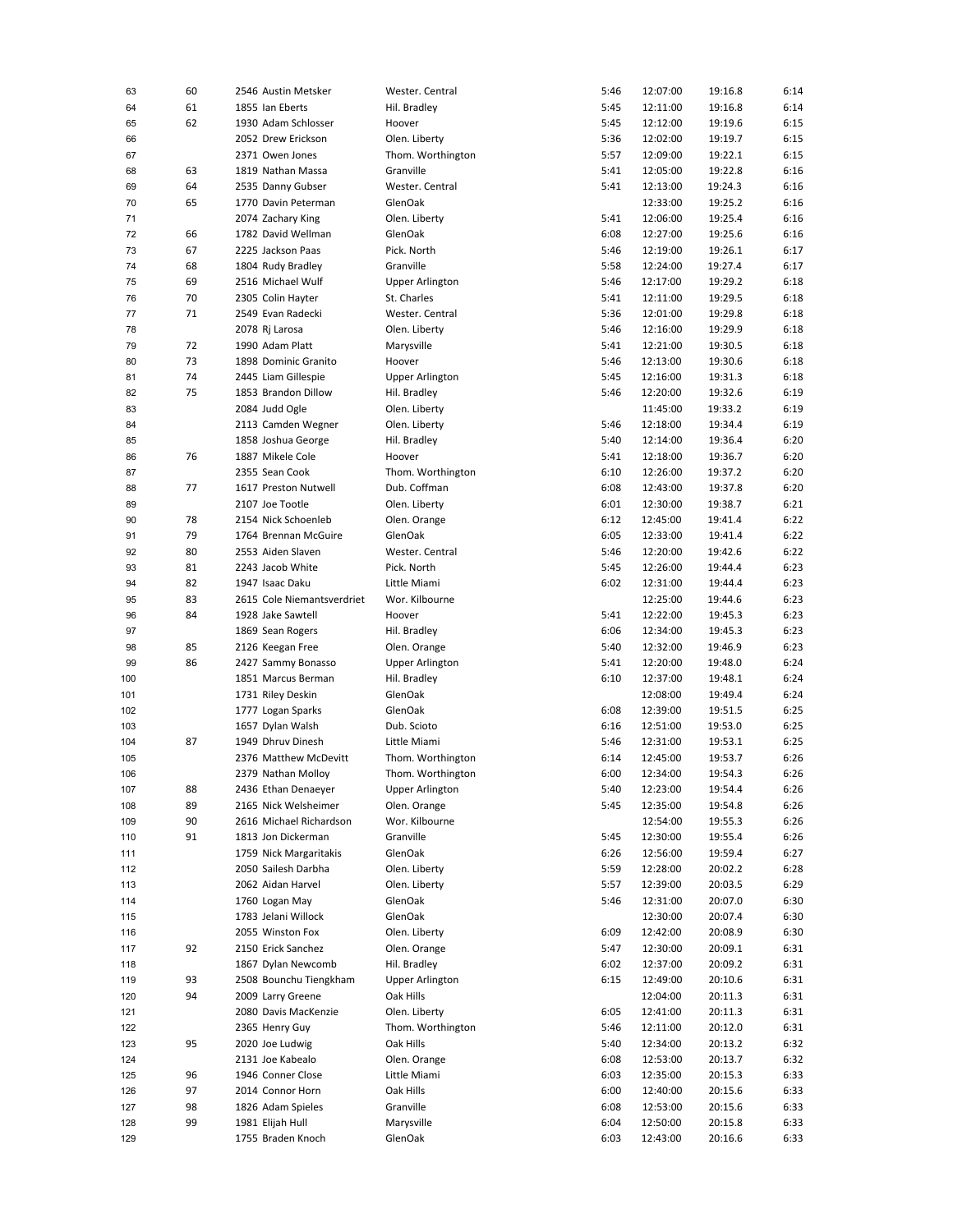| | | | | | | | |
|---|---|---|---|---|---|---|---|
| 63 | 60 | 2546 Austin Metsker | Wester. Central | 5:46 | 12:07:00 | 19:16.8 | 6:14 |
| 64 | 61 | 1855 Ian Eberts | Hil. Bradley | 5:45 | 12:11:00 | 19:16.8 | 6:14 |
| 65 | 62 | 1930 Adam Schlosser | Hoover | 5:45 | 12:12:00 | 19:19.6 | 6:15 |
| 66 | | 2052 Drew Erickson | Olen. Liberty | 5:36 | 12:02:00 | 19:19.7 | 6:15 |
| 67 | | 2371 Owen Jones | Thom. Worthington | 5:57 | 12:09:00 | 19:22.1 | 6:15 |
| 68 | 63 | 1819 Nathan Massa | Granville | 5:41 | 12:05:00 | 19:22.8 | 6:16 |
| 69 | 64 | 2535 Danny Gubser | Wester. Central | 5:41 | 12:13:00 | 19:24.3 | 6:16 |
| 70 | 65 | 1770 Davin Peterman | GlenOak | | 12:33:00 | 19:25.2 | 6:16 |
| 71 | | 2074 Zachary King | Olen. Liberty | 5:41 | 12:06:00 | 19:25.4 | 6:16 |
| 72 | 66 | 1782 David Wellman | GlenOak | 6:08 | 12:27:00 | 19:25.6 | 6:16 |
| 73 | 67 | 2225 Jackson Paas | Pick. North | 5:46 | 12:19:00 | 19:26.1 | 6:17 |
| 74 | 68 | 1804 Rudy Bradley | Granville | 5:58 | 12:24:00 | 19:27.4 | 6:17 |
| 75 | 69 | 2516 Michael Wulf | Upper Arlington | 5:46 | 12:17:00 | 19:29.2 | 6:18 |
| 76 | 70 | 2305 Colin Hayter | St. Charles | 5:41 | 12:11:00 | 19:29.5 | 6:18 |
| 77 | 71 | 2549 Evan Radecki | Wester. Central | 5:36 | 12:01:00 | 19:29.8 | 6:18 |
| 78 | | 2078 Rj Larosa | Olen. Liberty | 5:46 | 12:16:00 | 19:29.9 | 6:18 |
| 79 | 72 | 1990 Adam Platt | Marysville | 5:41 | 12:21:00 | 19:30.5 | 6:18 |
| 80 | 73 | 1898 Dominic Granito | Hoover | 5:46 | 12:13:00 | 19:30.6 | 6:18 |
| 81 | 74 | 2445 Liam Gillespie | Upper Arlington | 5:45 | 12:16:00 | 19:31.3 | 6:18 |
| 82 | 75 | 1853 Brandon Dillow | Hil. Bradley | 5:46 | 12:20:00 | 19:32.6 | 6:19 |
| 83 | | 2084 Judd Ogle | Olen. Liberty | | 11:45:00 | 19:33.2 | 6:19 |
| 84 | | 2113 Camden Wegner | Olen. Liberty | 5:46 | 12:18:00 | 19:34.4 | 6:19 |
| 85 | | 1858 Joshua George | Hil. Bradley | 5:40 | 12:14:00 | 19:36.4 | 6:20 |
| 86 | 76 | 1887 Mikele Cole | Hoover | 5:41 | 12:18:00 | 19:36.7 | 6:20 |
| 87 | | 2355 Sean Cook | Thom. Worthington | 6:10 | 12:26:00 | 19:37.2 | 6:20 |
| 88 | 77 | 1617 Preston Nutwell | Dub. Coffman | 6:08 | 12:43:00 | 19:37.8 | 6:20 |
| 89 | | 2107 Joe Tootle | Olen. Liberty | 6:01 | 12:30:00 | 19:38.7 | 6:21 |
| 90 | 78 | 2154 Nick Schoenleb | Olen. Orange | 6:12 | 12:45:00 | 19:41.4 | 6:22 |
| 91 | 79 | 1764 Brennan McGuire | GlenOak | 6:05 | 12:33:00 | 19:41.4 | 6:22 |
| 92 | 80 | 2553 Aiden Slaven | Wester. Central | 5:46 | 12:20:00 | 19:42.6 | 6:22 |
| 93 | 81 | 2243 Jacob White | Pick. North | 5:45 | 12:26:00 | 19:44.4 | 6:23 |
| 94 | 82 | 1947 Isaac Daku | Little Miami | 6:02 | 12:31:00 | 19:44.4 | 6:23 |
| 95 | 83 | 2615 Cole Niemantsverdriet | Wor. Kilbourne | | 12:25:00 | 19:44.6 | 6:23 |
| 96 | 84 | 1928 Jake Sawtell | Hoover | 5:41 | 12:22:00 | 19:45.3 | 6:23 |
| 97 | | 1869 Sean Rogers | Hil. Bradley | 6:06 | 12:34:00 | 19:45.3 | 6:23 |
| 98 | 85 | 2126 Keegan Free | Olen. Orange | 5:40 | 12:32:00 | 19:46.9 | 6:23 |
| 99 | 86 | 2427 Sammy Bonasso | Upper Arlington | 5:41 | 12:20:00 | 19:48.0 | 6:24 |
| 100 | | 1851 Marcus Berman | Hil. Bradley | 6:10 | 12:37:00 | 19:48.1 | 6:24 |
| 101 | | 1731 Riley Deskin | GlenOak | | 12:08:00 | 19:49.4 | 6:24 |
| 102 | | 1777 Logan Sparks | GlenOak | 6:08 | 12:39:00 | 19:51.5 | 6:25 |
| 103 | | 1657 Dylan Walsh | Dub. Scioto | 6:16 | 12:51:00 | 19:53.0 | 6:25 |
| 104 | 87 | 1949 Dhruv Dinesh | Little Miami | 5:46 | 12:31:00 | 19:53.1 | 6:25 |
| 105 | | 2376 Matthew McDevitt | Thom. Worthington | 6:14 | 12:45:00 | 19:53.7 | 6:26 |
| 106 | | 2379 Nathan Molloy | Thom. Worthington | 6:00 | 12:34:00 | 19:54.3 | 6:26 |
| 107 | 88 | 2436 Ethan Denaeyer | Upper Arlington | 5:40 | 12:23:00 | 19:54.4 | 6:26 |
| 108 | 89 | 2165 Nick Welsheimer | Olen. Orange | 5:45 | 12:35:00 | 19:54.8 | 6:26 |
| 109 | 90 | 2616 Michael Richardson | Wor. Kilbourne | | 12:54:00 | 19:55.3 | 6:26 |
| 110 | 91 | 1813 Jon Dickerman | Granville | 5:45 | 12:30:00 | 19:55.4 | 6:26 |
| 111 | | 1759 Nick Margaritakis | GlenOak | 6:26 | 12:56:00 | 19:59.4 | 6:27 |
| 112 | | 2050 Sailesh Darbha | Olen. Liberty | 5:59 | 12:28:00 | 20:02.2 | 6:28 |
| 113 | | 2062 Aidan Harvel | Olen. Liberty | 5:57 | 12:39:00 | 20:03.5 | 6:29 |
| 114 | | 1760 Logan May | GlenOak | 5:46 | 12:31:00 | 20:07.0 | 6:30 |
| 115 | | 1783 Jelani Willock | GlenOak | | 12:30:00 | 20:07.4 | 6:30 |
| 116 | | 2055 Winston Fox | Olen. Liberty | 6:09 | 12:42:00 | 20:08.9 | 6:30 |
| 117 | 92 | 2150 Erick Sanchez | Olen. Orange | 5:47 | 12:30:00 | 20:09.1 | 6:31 |
| 118 | | 1867 Dylan Newcomb | Hil. Bradley | 6:02 | 12:37:00 | 20:09.2 | 6:31 |
| 119 | 93 | 2508 Bounchu Tiengkham | Upper Arlington | 6:15 | 12:49:00 | 20:10.6 | 6:31 |
| 120 | 94 | 2009 Larry Greene | Oak Hills | | 12:04:00 | 20:11.3 | 6:31 |
| 121 | | 2080 Davis MacKenzie | Olen. Liberty | 6:05 | 12:41:00 | 20:11.3 | 6:31 |
| 122 | | 2365 Henry Guy | Thom. Worthington | 5:46 | 12:11:00 | 20:12.0 | 6:31 |
| 123 | 95 | 2020 Joe Ludwig | Oak Hills | 5:40 | 12:34:00 | 20:13.2 | 6:32 |
| 124 | | 2131 Joe Kabealo | Olen. Orange | 6:08 | 12:53:00 | 20:13.7 | 6:32 |
| 125 | 96 | 1946 Conner Close | Little Miami | 6:03 | 12:35:00 | 20:15.3 | 6:33 |
| 126 | 97 | 2014 Connor Horn | Oak Hills | 6:00 | 12:40:00 | 20:15.6 | 6:33 |
| 127 | 98 | 1826 Adam Spieles | Granville | 6:08 | 12:53:00 | 20:15.6 | 6:33 |
| 128 | 99 | 1981 Elijah Hull | Marysville | 6:04 | 12:50:00 | 20:15.8 | 6:33 |
| 129 | | 1755 Braden Knoch | GlenOak | 6:03 | 12:43:00 | 20:16.6 | 6:33 |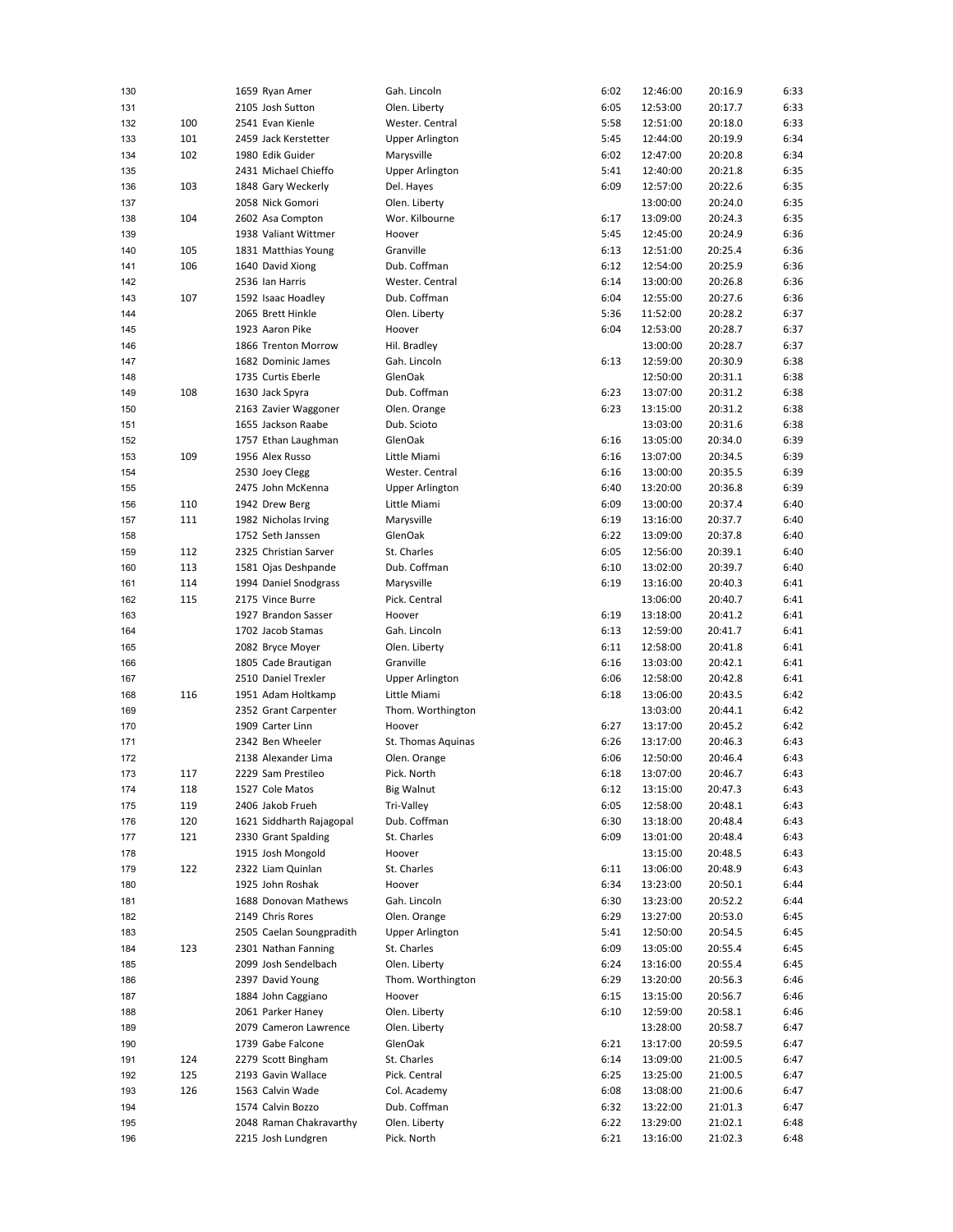| | | | | | | | |
|---|---|---|---|---|---|---|---|
| 130 | | 1659 | Ryan Amer | Gah. Lincoln | 6:02 | 12:46:00 | 20:16.9 | 6:33 |
| 131 | | 2105 | Josh Sutton | Olen. Liberty | 6:05 | 12:53:00 | 20:17.7 | 6:33 |
| 132 | 100 | 2541 | Evan Kienle | Wester. Central | 5:58 | 12:51:00 | 20:18.0 | 6:33 |
| 133 | 101 | 2459 | Jack Kerstetter | Upper Arlington | 5:45 | 12:44:00 | 20:19.9 | 6:34 |
| 134 | 102 | 1980 | Edik Guider | Marysville | 6:02 | 12:47:00 | 20:20.8 | 6:34 |
| 135 | | 2431 | Michael Chieffo | Upper Arlington | 5:41 | 12:40:00 | 20:21.8 | 6:35 |
| 136 | 103 | 1848 | Gary Weckerly | Del. Hayes | 6:09 | 12:57:00 | 20:22.6 | 6:35 |
| 137 | | 2058 | Nick Gomori | Olen. Liberty | | 13:00:00 | 20:24.0 | 6:35 |
| 138 | 104 | 2602 | Asa Compton | Wor. Kilbourne | 6:17 | 13:09:00 | 20:24.3 | 6:35 |
| 139 | | 1938 | Valiant Wittmer | Hoover | 5:45 | 12:45:00 | 20:24.9 | 6:36 |
| 140 | 105 | 1831 | Matthias Young | Granville | 6:13 | 12:51:00 | 20:25.4 | 6:36 |
| 141 | 106 | 1640 | David Xiong | Dub. Coffman | 6:12 | 12:54:00 | 20:25.9 | 6:36 |
| 142 | | 2536 | Ian Harris | Wester. Central | 6:14 | 13:00:00 | 20:26.8 | 6:36 |
| 143 | 107 | 1592 | Isaac Hoadley | Dub. Coffman | 6:04 | 12:55:00 | 20:27.6 | 6:36 |
| 144 | | 2065 | Brett Hinkle | Olen. Liberty | 5:36 | 11:52:00 | 20:28.2 | 6:37 |
| 145 | | 1923 | Aaron Pike | Hoover | 6:04 | 12:53:00 | 20:28.7 | 6:37 |
| 146 | | 1866 | Trenton Morrow | Hil. Bradley | | 13:00:00 | 20:28.7 | 6:37 |
| 147 | | 1682 | Dominic James | Gah. Lincoln | 6:13 | 12:59:00 | 20:30.9 | 6:38 |
| 148 | | 1735 | Curtis Eberle | GlenOak | | 12:50:00 | 20:31.1 | 6:38 |
| 149 | 108 | 1630 | Jack Spyra | Dub. Coffman | 6:23 | 13:07:00 | 20:31.2 | 6:38 |
| 150 | | 2163 | Zavier Waggoner | Olen. Orange | 6:23 | 13:15:00 | 20:31.2 | 6:38 |
| 151 | | 1655 | Jackson Raabe | Dub. Scioto | | 13:03:00 | 20:31.6 | 6:38 |
| 152 | | 1757 | Ethan Laughman | GlenOak | 6:16 | 13:05:00 | 20:34.0 | 6:39 |
| 153 | 109 | 1956 | Alex Russo | Little Miami | 6:16 | 13:07:00 | 20:34.5 | 6:39 |
| 154 | | 2530 | Joey Clegg | Wester. Central | 6:16 | 13:00:00 | 20:35.5 | 6:39 |
| 155 | | 2475 | John McKenna | Upper Arlington | 6:40 | 13:20:00 | 20:36.8 | 6:39 |
| 156 | 110 | 1942 | Drew Berg | Little Miami | 6:09 | 13:00:00 | 20:37.4 | 6:40 |
| 157 | 111 | 1982 | Nicholas Irving | Marysville | 6:19 | 13:16:00 | 20:37.7 | 6:40 |
| 158 | | 1752 | Seth Janssen | GlenOak | 6:22 | 13:09:00 | 20:37.8 | 6:40 |
| 159 | 112 | 2325 | Christian Sarver | St. Charles | 6:05 | 12:56:00 | 20:39.1 | 6:40 |
| 160 | 113 | 1581 | Ojas Deshpande | Dub. Coffman | 6:10 | 13:02:00 | 20:39.7 | 6:40 |
| 161 | 114 | 1994 | Daniel Snodgrass | Marysville | 6:19 | 13:16:00 | 20:40.3 | 6:41 |
| 162 | 115 | 2175 | Vince Burre | Pick. Central | | 13:06:00 | 20:40.7 | 6:41 |
| 163 | | 1927 | Brandon Sasser | Hoover | 6:19 | 13:18:00 | 20:41.2 | 6:41 |
| 164 | | 1702 | Jacob Stamas | Gah. Lincoln | 6:13 | 12:59:00 | 20:41.7 | 6:41 |
| 165 | | 2082 | Bryce Moyer | Olen. Liberty | 6:11 | 12:58:00 | 20:41.8 | 6:41 |
| 166 | | 1805 | Cade Brautigan | Granville | 6:16 | 13:03:00 | 20:42.1 | 6:41 |
| 167 | | 2510 | Daniel Trexler | Upper Arlington | 6:06 | 12:58:00 | 20:42.8 | 6:41 |
| 168 | 116 | 1951 | Adam Holtkamp | Little Miami | 6:18 | 13:06:00 | 20:43.5 | 6:42 |
| 169 | | 2352 | Grant Carpenter | Thom. Worthington | | 13:03:00 | 20:44.1 | 6:42 |
| 170 | | 1909 | Carter Linn | Hoover | 6:27 | 13:17:00 | 20:45.2 | 6:42 |
| 171 | | 2342 | Ben Wheeler | St. Thomas Aquinas | 6:26 | 13:17:00 | 20:46.3 | 6:43 |
| 172 | | 2138 | Alexander Lima | Olen. Orange | 6:06 | 12:50:00 | 20:46.4 | 6:43 |
| 173 | 117 | 2229 | Sam Prestileo | Pick. North | 6:18 | 13:07:00 | 20:46.7 | 6:43 |
| 174 | 118 | 1527 | Cole Matos | Big Walnut | 6:12 | 13:15:00 | 20:47.3 | 6:43 |
| 175 | 119 | 2406 | Jakob Frueh | Tri-Valley | 6:05 | 12:58:00 | 20:48.1 | 6:43 |
| 176 | 120 | 1621 | Siddharth Rajagopal | Dub. Coffman | 6:30 | 13:18:00 | 20:48.4 | 6:43 |
| 177 | 121 | 2330 | Grant Spalding | St. Charles | 6:09 | 13:01:00 | 20:48.4 | 6:43 |
| 178 | | 1915 | Josh Mongold | Hoover | | 13:15:00 | 20:48.5 | 6:43 |
| 179 | 122 | 2322 | Liam Quinlan | St. Charles | 6:11 | 13:06:00 | 20:48.9 | 6:43 |
| 180 | | 1925 | John Roshak | Hoover | 6:34 | 13:23:00 | 20:50.1 | 6:44 |
| 181 | | 1688 | Donovan Mathews | Gah. Lincoln | 6:30 | 13:23:00 | 20:52.2 | 6:44 |
| 182 | | 2149 | Chris Rores | Olen. Orange | 6:29 | 13:27:00 | 20:53.0 | 6:45 |
| 183 | | 2505 | Caelan Soungpradith | Upper Arlington | 5:41 | 12:50:00 | 20:54.5 | 6:45 |
| 184 | 123 | 2301 | Nathan Fanning | St. Charles | 6:09 | 13:05:00 | 20:55.4 | 6:45 |
| 185 | | 2099 | Josh Sendelbach | Olen. Liberty | 6:24 | 13:16:00 | 20:55.4 | 6:45 |
| 186 | | 2397 | David Young | Thom. Worthington | 6:29 | 13:20:00 | 20:56.3 | 6:46 |
| 187 | | 1884 | John Caggiano | Hoover | 6:15 | 13:15:00 | 20:56.7 | 6:46 |
| 188 | | 2061 | Parker Haney | Olen. Liberty | 6:10 | 12:59:00 | 20:58.1 | 6:46 |
| 189 | | 2079 | Cameron Lawrence | Olen. Liberty | | 13:28:00 | 20:58.7 | 6:47 |
| 190 | | 1739 | Gabe Falcone | GlenOak | 6:21 | 13:17:00 | 20:59.5 | 6:47 |
| 191 | 124 | 2279 | Scott Bingham | St. Charles | 6:14 | 13:09:00 | 21:00.5 | 6:47 |
| 192 | 125 | 2193 | Gavin Wallace | Pick. Central | 6:25 | 13:25:00 | 21:00.5 | 6:47 |
| 193 | 126 | 1563 | Calvin Wade | Col. Academy | 6:08 | 13:08:00 | 21:00.6 | 6:47 |
| 194 | | 1574 | Calvin Bozzo | Dub. Coffman | 6:32 | 13:22:00 | 21:01.3 | 6:47 |
| 195 | | 2048 | Raman Chakravarthy | Olen. Liberty | 6:22 | 13:29:00 | 21:02.1 | 6:48 |
| 196 | | 2215 | Josh Lundgren | Pick. North | 6:21 | 13:16:00 | 21:02.3 | 6:48 |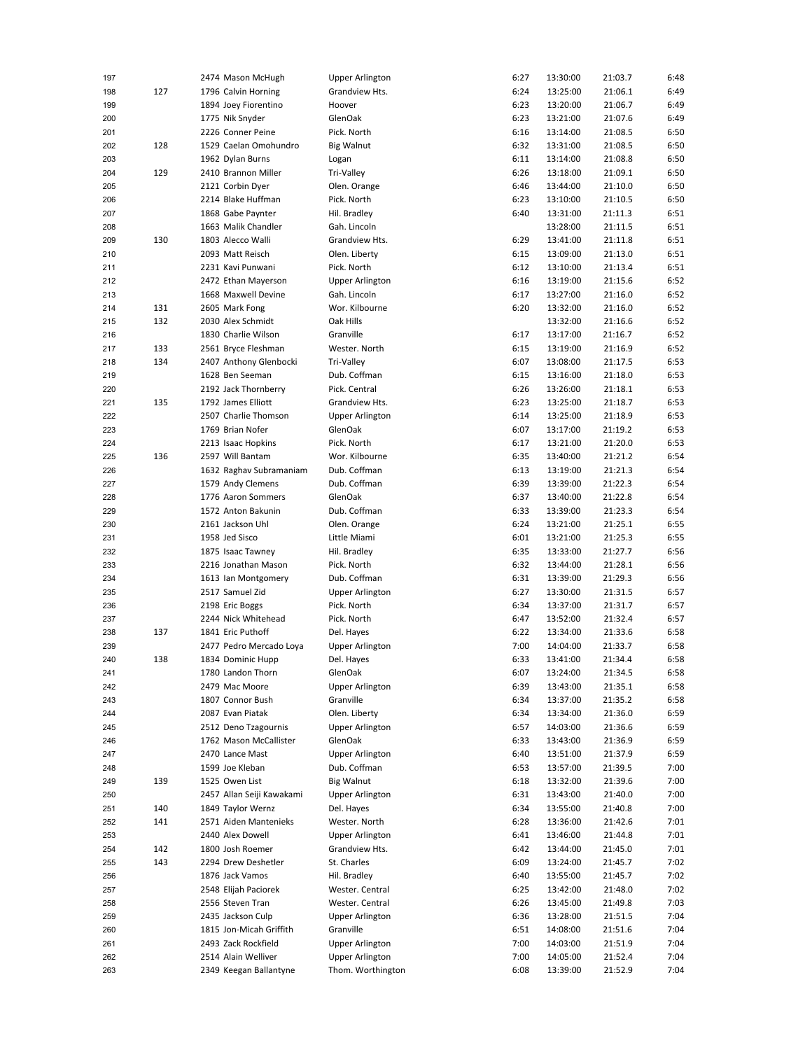| | | | | | | | |
|---|---|---|---|---|---|---|---|
| 197 | | 2474 Mason McHugh | Upper Arlington | 6:27 | 13:30:00 | 21:03.7 | 6:48 |
| 198 | 127 | 1796 Calvin Horning | Grandview Hts. | 6:24 | 13:25:00 | 21:06.1 | 6:49 |
| 199 | | 1894 Joey Fiorentino | Hoover | 6:23 | 13:20:00 | 21:06.7 | 6:49 |
| 200 | | 1775 Nik Snyder | GlenOak | 6:23 | 13:21:00 | 21:07.6 | 6:49 |
| 201 | | 2226 Conner Peine | Pick. North | 6:16 | 13:14:00 | 21:08.5 | 6:50 |
| 202 | 128 | 1529 Caelan Omohundro | Big Walnut | 6:32 | 13:31:00 | 21:08.5 | 6:50 |
| 203 | | 1962 Dylan Burns | Logan | 6:11 | 13:14:00 | 21:08.8 | 6:50 |
| 204 | 129 | 2410 Brannon Miller | Tri-Valley | 6:26 | 13:18:00 | 21:09.1 | 6:50 |
| 205 | | 2121 Corbin Dyer | Olen. Orange | 6:46 | 13:44:00 | 21:10.0 | 6:50 |
| 206 | | 2214 Blake Huffman | Pick. North | 6:23 | 13:10:00 | 21:10.5 | 6:50 |
| 207 | | 1868 Gabe Paynter | Hil. Bradley | 6:40 | 13:31:00 | 21:11.3 | 6:51 |
| 208 | | 1663 Malik Chandler | Gah. Lincoln | | 13:28:00 | 21:11.5 | 6:51 |
| 209 | 130 | 1803 Alecco Walli | Grandview Hts. | 6:29 | 13:41:00 | 21:11.8 | 6:51 |
| 210 | | 2093 Matt Reisch | Olen. Liberty | 6:15 | 13:09:00 | 21:13.0 | 6:51 |
| 211 | | 2231 Kavi Punwani | Pick. North | 6:12 | 13:10:00 | 21:13.4 | 6:51 |
| 212 | | 2472 Ethan Mayerson | Upper Arlington | 6:16 | 13:19:00 | 21:15.6 | 6:52 |
| 213 | | 1668 Maxwell Devine | Gah. Lincoln | 6:17 | 13:27:00 | 21:16.0 | 6:52 |
| 214 | 131 | 2605 Mark Fong | Wor. Kilbourne | 6:20 | 13:32:00 | 21:16.0 | 6:52 |
| 215 | 132 | 2030 Alex Schmidt | Oak Hills | | 13:32:00 | 21:16.6 | 6:52 |
| 216 | | 1830 Charlie Wilson | Granville | 6:17 | 13:17:00 | 21:16.7 | 6:52 |
| 217 | 133 | 2561 Bryce Fleshman | Wester. North | 6:15 | 13:19:00 | 21:16.9 | 6:52 |
| 218 | 134 | 2407 Anthony Glenbocki | Tri-Valley | 6:07 | 13:08:00 | 21:17.5 | 6:53 |
| 219 | | 1628 Ben Seeman | Dub. Coffman | 6:15 | 13:16:00 | 21:18.0 | 6:53 |
| 220 | | 2192 Jack Thornberry | Pick. Central | 6:26 | 13:26:00 | 21:18.1 | 6:53 |
| 221 | 135 | 1792 James Elliott | Grandview Hts. | 6:23 | 13:25:00 | 21:18.7 | 6:53 |
| 222 | | 2507 Charlie Thomson | Upper Arlington | 6:14 | 13:25:00 | 21:18.9 | 6:53 |
| 223 | | 1769 Brian Nofer | GlenOak | 6:07 | 13:17:00 | 21:19.2 | 6:53 |
| 224 | | 2213 Isaac Hopkins | Pick. North | 6:17 | 13:21:00 | 21:20.0 | 6:53 |
| 225 | 136 | 2597 Will Bantam | Wor. Kilbourne | 6:35 | 13:40:00 | 21:21.2 | 6:54 |
| 226 | | 1632 Raghav Subramaniam | Dub. Coffman | 6:13 | 13:19:00 | 21:21.3 | 6:54 |
| 227 | | 1579 Andy Clemens | Dub. Coffman | 6:39 | 13:39:00 | 21:22.3 | 6:54 |
| 228 | | 1776 Aaron Sommers | GlenOak | 6:37 | 13:40:00 | 21:22.8 | 6:54 |
| 229 | | 1572 Anton Bakunin | Dub. Coffman | 6:33 | 13:39:00 | 21:23.3 | 6:54 |
| 230 | | 2161 Jackson Uhl | Olen. Orange | 6:24 | 13:21:00 | 21:25.1 | 6:55 |
| 231 | | 1958 Jed Sisco | Little Miami | 6:01 | 13:21:00 | 21:25.3 | 6:55 |
| 232 | | 1875 Isaac Tawney | Hil. Bradley | 6:35 | 13:33:00 | 21:27.7 | 6:56 |
| 233 | | 2216 Jonathan Mason | Pick. North | 6:32 | 13:44:00 | 21:28.1 | 6:56 |
| 234 | | 1613 Ian Montgomery | Dub. Coffman | 6:31 | 13:39:00 | 21:29.3 | 6:56 |
| 235 | | 2517 Samuel Zid | Upper Arlington | 6:27 | 13:30:00 | 21:31.5 | 6:57 |
| 236 | | 2198 Eric Boggs | Pick. North | 6:34 | 13:37:00 | 21:31.7 | 6:57 |
| 237 | | 2244 Nick Whitehead | Pick. North | 6:47 | 13:52:00 | 21:32.4 | 6:57 |
| 238 | 137 | 1841 Eric Puthoff | Del. Hayes | 6:22 | 13:34:00 | 21:33.6 | 6:58 |
| 239 | | 2477 Pedro Mercado Loya | Upper Arlington | 7:00 | 14:04:00 | 21:33.7 | 6:58 |
| 240 | 138 | 1834 Dominic Hupp | Del. Hayes | 6:33 | 13:41:00 | 21:34.4 | 6:58 |
| 241 | | 1780 Landon Thorn | GlenOak | 6:07 | 13:24:00 | 21:34.5 | 6:58 |
| 242 | | 2479 Mac Moore | Upper Arlington | 6:39 | 13:43:00 | 21:35.1 | 6:58 |
| 243 | | 1807 Connor Bush | Granville | 6:34 | 13:37:00 | 21:35.2 | 6:58 |
| 244 | | 2087 Evan Piatak | Olen. Liberty | 6:34 | 13:34:00 | 21:36.0 | 6:59 |
| 245 | | 2512 Deno Tzagournis | Upper Arlington | 6:57 | 14:03:00 | 21:36.6 | 6:59 |
| 246 | | 1762 Mason McCallister | GlenOak | 6:33 | 13:43:00 | 21:36.9 | 6:59 |
| 247 | | 2470 Lance Mast | Upper Arlington | 6:40 | 13:51:00 | 21:37.9 | 6:59 |
| 248 | | 1599 Joe Kleban | Dub. Coffman | 6:53 | 13:57:00 | 21:39.5 | 7:00 |
| 249 | 139 | 1525 Owen List | Big Walnut | 6:18 | 13:32:00 | 21:39.6 | 7:00 |
| 250 | | 2457 Allan Seiji Kawakami | Upper Arlington | 6:31 | 13:43:00 | 21:40.0 | 7:00 |
| 251 | 140 | 1849 Taylor Wernz | Del. Hayes | 6:34 | 13:55:00 | 21:40.8 | 7:00 |
| 252 | 141 | 2571 Aiden Mantenieks | Wester. North | 6:28 | 13:36:00 | 21:42.6 | 7:01 |
| 253 | | 2440 Alex Dowell | Upper Arlington | 6:41 | 13:46:00 | 21:44.8 | 7:01 |
| 254 | 142 | 1800 Josh Roemer | Grandview Hts. | 6:42 | 13:44:00 | 21:45.0 | 7:01 |
| 255 | 143 | 2294 Drew Deshetler | St. Charles | 6:09 | 13:24:00 | 21:45.7 | 7:02 |
| 256 | | 1876 Jack Vamos | Hil. Bradley | 6:40 | 13:55:00 | 21:45.7 | 7:02 |
| 257 | | 2548 Elijah Paciorek | Wester. Central | 6:25 | 13:42:00 | 21:48.0 | 7:02 |
| 258 | | 2556 Steven Tran | Wester. Central | 6:26 | 13:45:00 | 21:49.8 | 7:03 |
| 259 | | 2435 Jackson Culp | Upper Arlington | 6:36 | 13:28:00 | 21:51.5 | 7:04 |
| 260 | | 1815 Jon-Micah Griffith | Granville | 6:51 | 14:08:00 | 21:51.6 | 7:04 |
| 261 | | 2493 Zack Rockfield | Upper Arlington | 7:00 | 14:03:00 | 21:51.9 | 7:04 |
| 262 | | 2514 Alain Welliver | Upper Arlington | 7:00 | 14:05:00 | 21:52.4 | 7:04 |
| 263 | | 2349 Keegan Ballantyne | Thom. Worthington | 6:08 | 13:39:00 | 21:52.9 | 7:04 |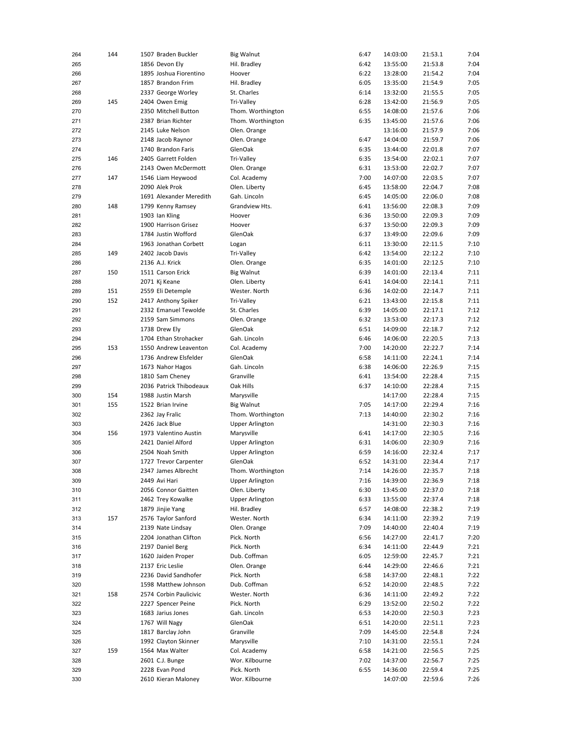| | | | | | | | | |
|---|---|---|---|---|---|---|---|---|
| 264 | 144 | 1507 | Braden Buckler | Big Walnut | 6:47 | 14:03:00 | 21:53.1 | 7:04 |
| 265 | | 1856 | Devon Ely | Hil. Bradley | 6:42 | 13:55:00 | 21:53.8 | 7:04 |
| 266 | | 1895 | Joshua Fiorentino | Hoover | 6:22 | 13:28:00 | 21:54.2 | 7:04 |
| 267 | | 1857 | Brandon Frim | Hil. Bradley | 6:05 | 13:35:00 | 21:54.9 | 7:05 |
| 268 | | 2337 | George Worley | St. Charles | 6:14 | 13:32:00 | 21:55.5 | 7:05 |
| 269 | 145 | 2404 | Owen Emig | Tri-Valley | 6:28 | 13:42:00 | 21:56.9 | 7:05 |
| 270 | | 2350 | Mitchell Button | Thom. Worthington | 6:55 | 14:08:00 | 21:57.6 | 7:06 |
| 271 | | 2387 | Brian Richter | Thom. Worthington | 6:35 | 13:45:00 | 21:57.6 | 7:06 |
| 272 | | 2145 | Luke Nelson | Olen. Orange | | 13:16:00 | 21:57.9 | 7:06 |
| 273 | | 2148 | Jacob Raynor | Olen. Orange | 6:47 | 14:04:00 | 21:59.7 | 7:06 |
| 274 | | 1740 | Brandon Faris | GlenOak | 6:35 | 13:44:00 | 22:01.8 | 7:07 |
| 275 | 146 | 2405 | Garrett Folden | Tri-Valley | 6:35 | 13:54:00 | 22:02.1 | 7:07 |
| 276 | | 2143 | Owen McDermott | Olen. Orange | 6:31 | 13:53:00 | 22:02.7 | 7:07 |
| 277 | 147 | 1546 | Liam Heywood | Col. Academy | 7:00 | 14:07:00 | 22:03.5 | 7:07 |
| 278 | | 2090 | Alek Prok | Olen. Liberty | 6:45 | 13:58:00 | 22:04.7 | 7:08 |
| 279 | | 1691 | Alexander Meredith | Gah. Lincoln | 6:45 | 14:05:00 | 22:06.0 | 7:08 |
| 280 | 148 | 1799 | Kenny Ramsey | Grandview Hts. | 6:41 | 13:56:00 | 22:08.3 | 7:09 |
| 281 | | 1903 | Ian Kling | Hoover | 6:36 | 13:50:00 | 22:09.3 | 7:09 |
| 282 | | 1900 | Harrison Grisez | Hoover | 6:37 | 13:50:00 | 22:09.3 | 7:09 |
| 283 | | 1784 | Justin Wofford | GlenOak | 6:37 | 13:49:00 | 22:09.6 | 7:09 |
| 284 | | 1963 | Jonathan Corbett | Logan | 6:11 | 13:30:00 | 22:11.5 | 7:10 |
| 285 | 149 | 2402 | Jacob Davis | Tri-Valley | 6:42 | 13:54:00 | 22:12.2 | 7:10 |
| 286 | | 2136 | A.J. Krick | Olen. Orange | 6:35 | 14:01:00 | 22:12.5 | 7:10 |
| 287 | 150 | 1511 | Carson Erick | Big Walnut | 6:39 | 14:01:00 | 22:13.4 | 7:11 |
| 288 | | 2071 | Kj Keane | Olen. Liberty | 6:41 | 14:04:00 | 22:14.1 | 7:11 |
| 289 | 151 | 2559 | Eli Detemple | Wester. North | 6:36 | 14:02:00 | 22:14.7 | 7:11 |
| 290 | 152 | 2417 | Anthony Spiker | Tri-Valley | 6:21 | 13:43:00 | 22:15.8 | 7:11 |
| 291 | | 2332 | Emanuel Tewolde | St. Charles | 6:39 | 14:05:00 | 22:17.1 | 7:12 |
| 292 | | 2159 | Sam Simmons | Olen. Orange | 6:32 | 13:53:00 | 22:17.3 | 7:12 |
| 293 | | 1738 | Drew Ely | GlenOak | 6:51 | 14:09:00 | 22:18.7 | 7:12 |
| 294 | | 1704 | Ethan Strohacker | Gah. Lincoln | 6:46 | 14:06:00 | 22:20.5 | 7:13 |
| 295 | 153 | 1550 | Andrew Leaventon | Col. Academy | 7:00 | 14:20:00 | 22:22.7 | 7:14 |
| 296 | | 1736 | Andrew Elsfelder | GlenOak | 6:58 | 14:11:00 | 22:24.1 | 7:14 |
| 297 | | 1673 | Nahor Hagos | Gah. Lincoln | 6:38 | 14:06:00 | 22:26.9 | 7:15 |
| 298 | | 1810 | Sam Cheney | Granville | 6:41 | 13:54:00 | 22:28.4 | 7:15 |
| 299 | | 2036 | Patrick Thibodeaux | Oak Hills | 6:37 | 14:10:00 | 22:28.4 | 7:15 |
| 300 | 154 | 1988 | Justin Marsh | Marysville | | 14:17:00 | 22:28.4 | 7:15 |
| 301 | 155 | 1522 | Brian Irvine | Big Walnut | 7:05 | 14:17:00 | 22:29.4 | 7:16 |
| 302 | | 2362 | Jay Fralic | Thom. Worthington | 7:13 | 14:40:00 | 22:30.2 | 7:16 |
| 303 | | 2426 | Jack Blue | Upper Arlington | | 14:31:00 | 22:30.3 | 7:16 |
| 304 | 156 | 1973 | Valentino Austin | Marysville | 6:41 | 14:17:00 | 22:30.5 | 7:16 |
| 305 | | 2421 | Daniel Alford | Upper Arlington | 6:31 | 14:06:00 | 22:30.9 | 7:16 |
| 306 | | 2504 | Noah Smith | Upper Arlington | 6:59 | 14:16:00 | 22:32.4 | 7:17 |
| 307 | | 1727 | Trevor Carpenter | GlenOak | 6:52 | 14:31:00 | 22:34.4 | 7:17 |
| 308 | | 2347 | James Albrecht | Thom. Worthington | 7:14 | 14:26:00 | 22:35.7 | 7:18 |
| 309 | | 2449 | Avi Hari | Upper Arlington | 7:16 | 14:39:00 | 22:36.9 | 7:18 |
| 310 | | 2056 | Connor Gaitten | Olen. Liberty | 6:30 | 13:45:00 | 22:37.0 | 7:18 |
| 311 | | 2462 | Trey Kowalke | Upper Arlington | 6:33 | 13:55:00 | 22:37.4 | 7:18 |
| 312 | | 1879 | Jinjie Yang | Hil. Bradley | 6:57 | 14:08:00 | 22:38.2 | 7:19 |
| 313 | 157 | 2576 | Taylor Sanford | Wester. North | 6:34 | 14:11:00 | 22:39.2 | 7:19 |
| 314 | | 2139 | Nate Lindsay | Olen. Orange | 7:09 | 14:40:00 | 22:40.4 | 7:19 |
| 315 | | 2204 | Jonathan Clifton | Pick. North | 6:56 | 14:27:00 | 22:41.7 | 7:20 |
| 316 | | 2197 | Daniel Berg | Pick. North | 6:34 | 14:11:00 | 22:44.9 | 7:21 |
| 317 | | 1620 | Jaiden Proper | Dub. Coffman | 6:05 | 12:59:00 | 22:45.7 | 7:21 |
| 318 | | 2137 | Eric Leslie | Olen. Orange | 6:44 | 14:29:00 | 22:46.6 | 7:21 |
| 319 | | 2236 | David Sandhofer | Pick. North | 6:58 | 14:37:00 | 22:48.1 | 7:22 |
| 320 | | 1598 | Matthew Johnson | Dub. Coffman | 6:52 | 14:20:00 | 22:48.5 | 7:22 |
| 321 | 158 | 2574 | Corbin Paulicivic | Wester. North | 6:36 | 14:11:00 | 22:49.2 | 7:22 |
| 322 | | 2227 | Spencer Peine | Pick. North | 6:29 | 13:52:00 | 22:50.2 | 7:22 |
| 323 | | 1683 | Jarius Jones | Gah. Lincoln | 6:53 | 14:20:00 | 22:50.3 | 7:23 |
| 324 | | 1767 | Will Nagy | GlenOak | 6:51 | 14:20:00 | 22:51.1 | 7:23 |
| 325 | | 1817 | Barclay John | Granville | 7:09 | 14:45:00 | 22:54.8 | 7:24 |
| 326 | | 1992 | Clayton Skinner | Marysville | 7:10 | 14:31:00 | 22:55.1 | 7:24 |
| 327 | 159 | 1564 | Max Walter | Col. Academy | 6:58 | 14:21:00 | 22:56.5 | 7:25 |
| 328 | | 2601 | C.J. Bunge | Wor. Kilbourne | 7:02 | 14:37:00 | 22:56.7 | 7:25 |
| 329 | | 2228 | Evan Pond | Pick. North | 6:55 | 14:36:00 | 22:59.4 | 7:25 |
| 330 | | 2610 | Kieran Maloney | Wor. Kilbourne | | 14:07:00 | 22:59.6 | 7:26 |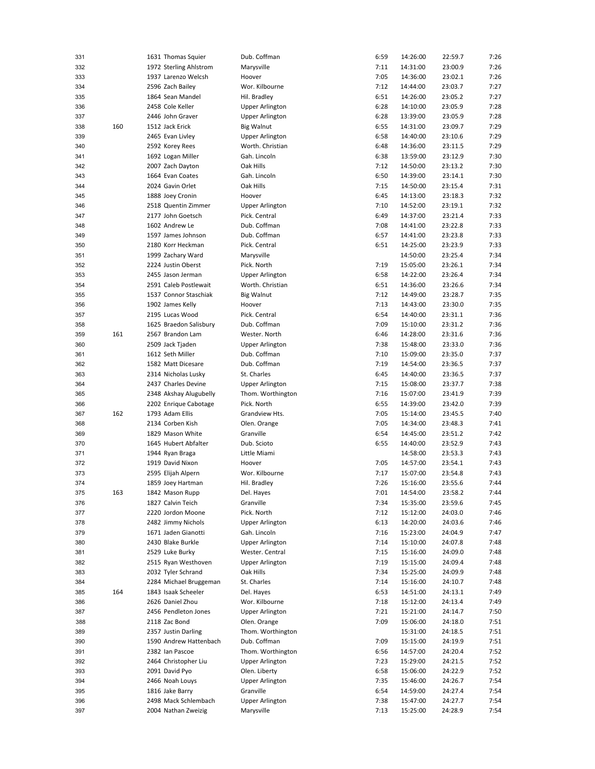| | | | | | | | |
|---|---|---|---|---|---|---|---|
| 331 | | 1631 Thomas Squier | Dub. Coffman | 6:59 | 14:26:00 | 22:59.7 | 7:26 |
| 332 | | 1972 Sterling Ahlstrom | Marysville | 7:11 | 14:31:00 | 23:00.9 | 7:26 |
| 333 | | 1937 Larenzo Welcsh | Hoover | 7:05 | 14:36:00 | 23:02.1 | 7:26 |
| 334 | | 2596 Zach Bailey | Wor. Kilbourne | 7:12 | 14:44:00 | 23:03.7 | 7:27 |
| 335 | | 1864 Sean Mandel | Hil. Bradley | 6:51 | 14:26:00 | 23:05.2 | 7:27 |
| 336 | | 2458 Cole Keller | Upper Arlington | 6:28 | 14:10:00 | 23:05.9 | 7:28 |
| 337 | | 2446 John Graver | Upper Arlington | 6:28 | 13:39:00 | 23:05.9 | 7:28 |
| 338 | 160 | 1512 Jack Erick | Big Walnut | 6:55 | 14:31:00 | 23:09.7 | 7:29 |
| 339 | | 2465 Evan Livley | Upper Arlington | 6:58 | 14:40:00 | 23:10.6 | 7:29 |
| 340 | | 2592 Korey Rees | Worth. Christian | 6:48 | 14:36:00 | 23:11.5 | 7:29 |
| 341 | | 1692 Logan Miller | Gah. Lincoln | 6:38 | 13:59:00 | 23:12.9 | 7:30 |
| 342 | | 2007 Zach Dayton | Oak Hills | 7:12 | 14:50:00 | 23:13.2 | 7:30 |
| 343 | | 1664 Evan Coates | Gah. Lincoln | 6:50 | 14:39:00 | 23:14.1 | 7:30 |
| 344 | | 2024 Gavin Orlet | Oak Hills | 7:15 | 14:50:00 | 23:15.4 | 7:31 |
| 345 | | 1888 Joey Cronin | Hoover | 6:45 | 14:13:00 | 23:18.3 | 7:32 |
| 346 | | 2518 Quentin Zimmer | Upper Arlington | 7:10 | 14:52:00 | 23:19.1 | 7:32 |
| 347 | | 2177 John Goetsch | Pick. Central | 6:49 | 14:37:00 | 23:21.4 | 7:33 |
| 348 | | 1602 Andrew Le | Dub. Coffman | 7:08 | 14:41:00 | 23:22.8 | 7:33 |
| 349 | | 1597 James Johnson | Dub. Coffman | 6:57 | 14:41:00 | 23:23.8 | 7:33 |
| 350 | | 2180 Korr Heckman | Pick. Central | 6:51 | 14:25:00 | 23:23.9 | 7:33 |
| 351 | | 1999 Zachary Ward | Marysville | | 14:50:00 | 23:25.4 | 7:34 |
| 352 | | 2224 Justin Oberst | Pick. North | 7:19 | 15:05:00 | 23:26.1 | 7:34 |
| 353 | | 2455 Jason Jerman | Upper Arlington | 6:58 | 14:22:00 | 23:26.4 | 7:34 |
| 354 | | 2591 Caleb Postlewait | Worth. Christian | 6:51 | 14:36:00 | 23:26.6 | 7:34 |
| 355 | | 1537 Connor Staschiak | Big Walnut | 7:12 | 14:49:00 | 23:28.7 | 7:35 |
| 356 | | 1902 James Kelly | Hoover | 7:13 | 14:43:00 | 23:30.0 | 7:35 |
| 357 | | 2195 Lucas Wood | Pick. Central | 6:54 | 14:40:00 | 23:31.1 | 7:36 |
| 358 | | 1625 Braedon Salisbury | Dub. Coffman | 7:09 | 15:10:00 | 23:31.2 | 7:36 |
| 359 | 161 | 2567 Brandon Lam | Wester. North | 6:46 | 14:28:00 | 23:31.6 | 7:36 |
| 360 | | 2509 Jack Tjaden | Upper Arlington | 7:38 | 15:48:00 | 23:33.0 | 7:36 |
| 361 | | 1612 Seth Miller | Dub. Coffman | 7:10 | 15:09:00 | 23:35.0 | 7:37 |
| 362 | | 1582 Matt Dicesare | Dub. Coffman | 7:19 | 14:54:00 | 23:36.5 | 7:37 |
| 363 | | 2314 Nicholas Lusky | St. Charles | 6:45 | 14:40:00 | 23:36.5 | 7:37 |
| 364 | | 2437 Charles Devine | Upper Arlington | 7:15 | 15:08:00 | 23:37.7 | 7:38 |
| 365 | | 2348 Akshay Alugubelly | Thom. Worthington | 7:16 | 15:07:00 | 23:41.9 | 7:39 |
| 366 | | 2202 Enrique Cabotage | Pick. North | 6:55 | 14:39:00 | 23:42.0 | 7:39 |
| 367 | 162 | 1793 Adam Ellis | Grandview Hts. | 7:05 | 15:14:00 | 23:45.5 | 7:40 |
| 368 | | 2134 Corben Kish | Olen. Orange | 7:05 | 14:34:00 | 23:48.3 | 7:41 |
| 369 | | 1829 Mason White | Granville | 6:54 | 14:45:00 | 23:51.2 | 7:42 |
| 370 | | 1645 Hubert Abfalter | Dub. Scioto | 6:55 | 14:40:00 | 23:52.9 | 7:43 |
| 371 | | 1944 Ryan Braga | Little Miami | | 14:58:00 | 23:53.3 | 7:43 |
| 372 | | 1919 David Nixon | Hoover | 7:05 | 14:57:00 | 23:54.1 | 7:43 |
| 373 | | 2595 Elijah Alpern | Wor. Kilbourne | 7:17 | 15:07:00 | 23:54.8 | 7:43 |
| 374 | | 1859 Joey Hartman | Hil. Bradley | 7:26 | 15:16:00 | 23:55.6 | 7:44 |
| 375 | 163 | 1842 Mason Rupp | Del. Hayes | 7:01 | 14:54:00 | 23:58.2 | 7:44 |
| 376 | | 1827 Calvin Teich | Granville | 7:34 | 15:35:00 | 23:59.6 | 7:45 |
| 377 | | 2220 Jordon Moone | Pick. North | 7:12 | 15:12:00 | 24:03.0 | 7:46 |
| 378 | | 2482 Jimmy Nichols | Upper Arlington | 6:13 | 14:20:00 | 24:03.6 | 7:46 |
| 379 | | 1671 Jaden Gianotti | Gah. Lincoln | 7:16 | 15:23:00 | 24:04.9 | 7:47 |
| 380 | | 2430 Blake Burkle | Upper Arlington | 7:14 | 15:10:00 | 24:07.8 | 7:48 |
| 381 | | 2529 Luke Burky | Wester. Central | 7:15 | 15:16:00 | 24:09.0 | 7:48 |
| 382 | | 2515 Ryan Westhoven | Upper Arlington | 7:19 | 15:15:00 | 24:09.4 | 7:48 |
| 383 | | 2032 Tyler Schrand | Oak Hills | 7:34 | 15:25:00 | 24:09.9 | 7:48 |
| 384 | | 2284 Michael Bruggeman | St. Charles | 7:14 | 15:16:00 | 24:10.7 | 7:48 |
| 385 | 164 | 1843 Isaak Scheeler | Del. Hayes | 6:53 | 14:51:00 | 24:13.1 | 7:49 |
| 386 | | 2626 Daniel Zhou | Wor. Kilbourne | 7:18 | 15:12:00 | 24:13.4 | 7:49 |
| 387 | | 2456 Pendleton Jones | Upper Arlington | 7:21 | 15:21:00 | 24:14.7 | 7:50 |
| 388 | | 2118 Zac Bond | Olen. Orange | 7:09 | 15:06:00 | 24:18.0 | 7:51 |
| 389 | | 2357 Justin Darling | Thom. Worthington | | 15:31:00 | 24:18.5 | 7:51 |
| 390 | | 1590 Andrew Hattenbach | Dub. Coffman | 7:09 | 15:15:00 | 24:19.9 | 7:51 |
| 391 | | 2382 Ian Pascoe | Thom. Worthington | 6:56 | 14:57:00 | 24:20.4 | 7:52 |
| 392 | | 2464 Christopher Liu | Upper Arlington | 7:23 | 15:29:00 | 24:21.5 | 7:52 |
| 393 | | 2091 David Pyo | Olen. Liberty | 6:58 | 15:06:00 | 24:22.9 | 7:52 |
| 394 | | 2466 Noah Louys | Upper Arlington | 7:35 | 15:46:00 | 24:26.7 | 7:54 |
| 395 | | 1816 Jake Barry | Granville | 6:54 | 14:59:00 | 24:27.4 | 7:54 |
| 396 | | 2498 Mack Schlembach | Upper Arlington | 7:38 | 15:47:00 | 24:27.7 | 7:54 |
| 397 | | 2004 Nathan Zweizig | Marysville | 7:13 | 15:25:00 | 24:28.9 | 7:54 |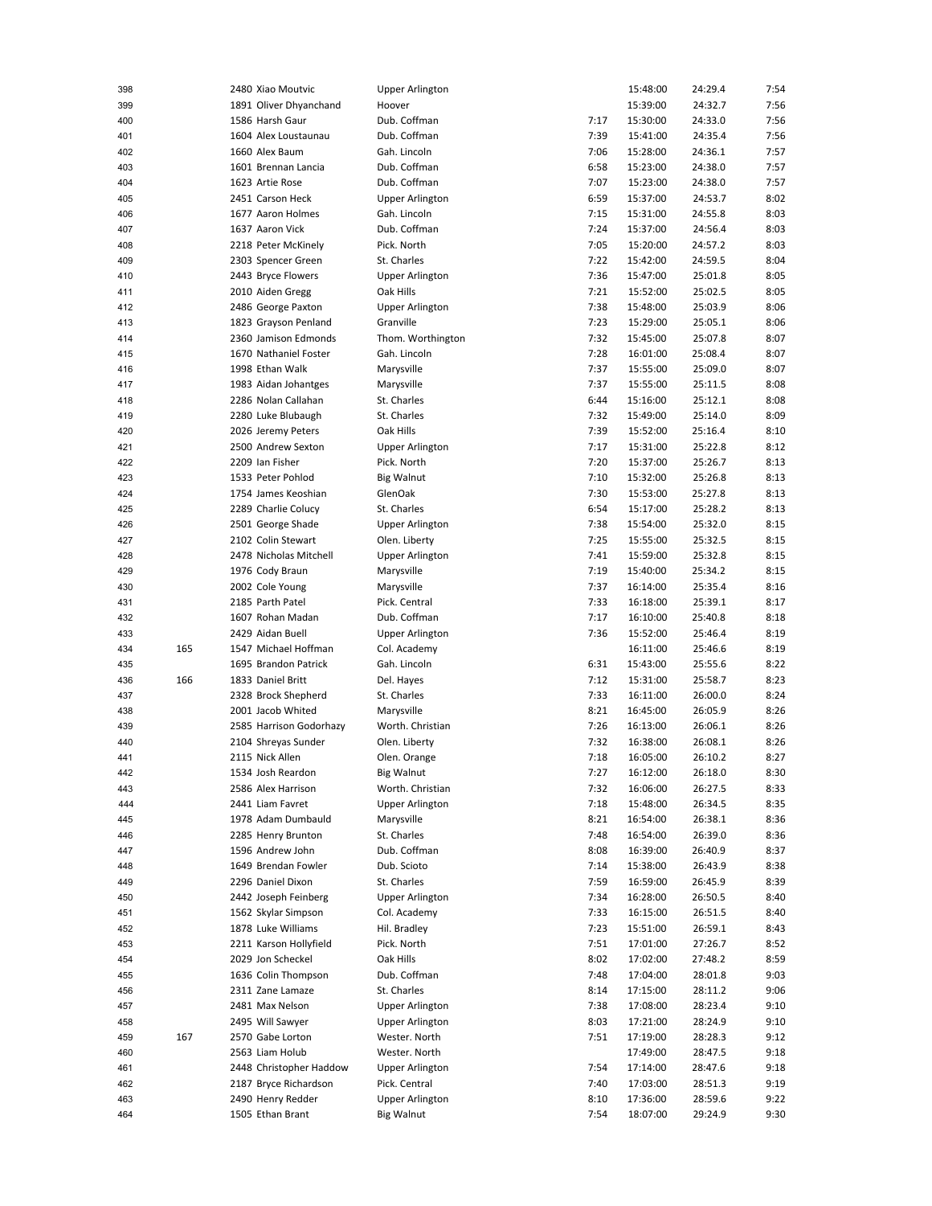| | | | | | | | | |
|---|---|---|---|---|---|---|---|---|
| 398 | | 2480 | Xiao Moutvic | Upper Arlington | | 15:48:00 | 24:29.4 | 7:54 |
| 399 | | 1891 | Oliver Dhyanchand | Hoover | | 15:39:00 | 24:32.7 | 7:56 |
| 400 | | 1586 | Harsh Gaur | Dub. Coffman | 7:17 | 15:30:00 | 24:33.0 | 7:56 |
| 401 | | 1604 | Alex Loustaunau | Dub. Coffman | 7:39 | 15:41:00 | 24:35.4 | 7:56 |
| 402 | | 1660 | Alex Baum | Gah. Lincoln | 7:06 | 15:28:00 | 24:36.1 | 7:57 |
| 403 | | 1601 | Brennan Lancia | Dub. Coffman | 6:58 | 15:23:00 | 24:38.0 | 7:57 |
| 404 | | 1623 | Artie Rose | Dub. Coffman | 7:07 | 15:23:00 | 24:38.0 | 7:57 |
| 405 | | 2451 | Carson Heck | Upper Arlington | 6:59 | 15:37:00 | 24:53.7 | 8:02 |
| 406 | | 1677 | Aaron Holmes | Gah. Lincoln | 7:15 | 15:31:00 | 24:55.8 | 8:03 |
| 407 | | 1637 | Aaron Vick | Dub. Coffman | 7:24 | 15:37:00 | 24:56.4 | 8:03 |
| 408 | | 2218 | Peter McKinely | Pick. North | 7:05 | 15:20:00 | 24:57.2 | 8:03 |
| 409 | | 2303 | Spencer Green | St. Charles | 7:22 | 15:42:00 | 24:59.5 | 8:04 |
| 410 | | 2443 | Bryce Flowers | Upper Arlington | 7:36 | 15:47:00 | 25:01.8 | 8:05 |
| 411 | | 2010 | Aiden Gregg | Oak Hills | 7:21 | 15:52:00 | 25:02.5 | 8:05 |
| 412 | | 2486 | George Paxton | Upper Arlington | 7:38 | 15:48:00 | 25:03.9 | 8:06 |
| 413 | | 1823 | Grayson Penland | Granville | 7:23 | 15:29:00 | 25:05.1 | 8:06 |
| 414 | | 2360 | Jamison Edmonds | Thom. Worthington | 7:32 | 15:45:00 | 25:07.8 | 8:07 |
| 415 | | 1670 | Nathaniel Foster | Gah. Lincoln | 7:28 | 16:01:00 | 25:08.4 | 8:07 |
| 416 | | 1998 | Ethan Walk | Marysville | 7:37 | 15:55:00 | 25:09.0 | 8:07 |
| 417 | | 1983 | Aidan Johantges | Marysville | 7:37 | 15:55:00 | 25:11.5 | 8:08 |
| 418 | | 2286 | Nolan Callahan | St. Charles | 6:44 | 15:16:00 | 25:12.1 | 8:08 |
| 419 | | 2280 | Luke Blubaugh | St. Charles | 7:32 | 15:49:00 | 25:14.0 | 8:09 |
| 420 | | 2026 | Jeremy Peters | Oak Hills | 7:39 | 15:52:00 | 25:16.4 | 8:10 |
| 421 | | 2500 | Andrew Sexton | Upper Arlington | 7:17 | 15:31:00 | 25:22.8 | 8:12 |
| 422 | | 2209 | Ian Fisher | Pick. North | 7:20 | 15:37:00 | 25:26.7 | 8:13 |
| 423 | | 1533 | Peter Pohlod | Big Walnut | 7:10 | 15:32:00 | 25:26.8 | 8:13 |
| 424 | | 1754 | James Keoshian | GlenOak | 7:30 | 15:53:00 | 25:27.8 | 8:13 |
| 425 | | 2289 | Charlie Colucy | St. Charles | 6:54 | 15:17:00 | 25:28.2 | 8:13 |
| 426 | | 2501 | George Shade | Upper Arlington | 7:38 | 15:54:00 | 25:32.0 | 8:15 |
| 427 | | 2102 | Colin Stewart | Olen. Liberty | 7:25 | 15:55:00 | 25:32.5 | 8:15 |
| 428 | | 2478 | Nicholas Mitchell | Upper Arlington | 7:41 | 15:59:00 | 25:32.8 | 8:15 |
| 429 | | 1976 | Cody Braun | Marysville | 7:19 | 15:40:00 | 25:34.2 | 8:15 |
| 430 | | 2002 | Cole Young | Marysville | 7:37 | 16:14:00 | 25:35.4 | 8:16 |
| 431 | | 2185 | Parth Patel | Pick. Central | 7:33 | 16:18:00 | 25:39.1 | 8:17 |
| 432 | | 1607 | Rohan Madan | Dub. Coffman | 7:17 | 16:10:00 | 25:40.8 | 8:18 |
| 433 | | 2429 | Aidan Buell | Upper Arlington | 7:36 | 15:52:00 | 25:46.4 | 8:19 |
| 434 | 165 | 1547 | Michael Hoffman | Col. Academy | | 16:11:00 | 25:46.6 | 8:19 |
| 435 | | 1695 | Brandon Patrick | Gah. Lincoln | 6:31 | 15:43:00 | 25:55.6 | 8:22 |
| 436 | 166 | 1833 | Daniel Britt | Del. Hayes | 7:12 | 15:31:00 | 25:58.7 | 8:23 |
| 437 | | 2328 | Brock Shepherd | St. Charles | 7:33 | 16:11:00 | 26:00.0 | 8:24 |
| 438 | | 2001 | Jacob Whited | Marysville | 8:21 | 16:45:00 | 26:05.9 | 8:26 |
| 439 | | 2585 | Harrison Godorhazy | Worth. Christian | 7:26 | 16:13:00 | 26:06.1 | 8:26 |
| 440 | | 2104 | Shreyas Sunder | Olen. Liberty | 7:32 | 16:38:00 | 26:08.1 | 8:26 |
| 441 | | 2115 | Nick Allen | Olen. Orange | 7:18 | 16:05:00 | 26:10.2 | 8:27 |
| 442 | | 1534 | Josh Reardon | Big Walnut | 7:27 | 16:12:00 | 26:18.0 | 8:30 |
| 443 | | 2586 | Alex Harrison | Worth. Christian | 7:32 | 16:06:00 | 26:27.5 | 8:33 |
| 444 | | 2441 | Liam Favret | Upper Arlington | 7:18 | 15:48:00 | 26:34.5 | 8:35 |
| 445 | | 1978 | Adam Dumbauld | Marysville | 8:21 | 16:54:00 | 26:38.1 | 8:36 |
| 446 | | 2285 | Henry Brunton | St. Charles | 7:48 | 16:54:00 | 26:39.0 | 8:36 |
| 447 | | 1596 | Andrew John | Dub. Coffman | 8:08 | 16:39:00 | 26:40.9 | 8:37 |
| 448 | | 1649 | Brendan Fowler | Dub. Scioto | 7:14 | 15:38:00 | 26:43.9 | 8:38 |
| 449 | | 2296 | Daniel Dixon | St. Charles | 7:59 | 16:59:00 | 26:45.9 | 8:39 |
| 450 | | 2442 | Joseph Feinberg | Upper Arlington | 7:34 | 16:28:00 | 26:50.5 | 8:40 |
| 451 | | 1562 | Skylar Simpson | Col. Academy | 7:33 | 16:15:00 | 26:51.5 | 8:40 |
| 452 | | 1878 | Luke Williams | Hil. Bradley | 7:23 | 15:51:00 | 26:59.1 | 8:43 |
| 453 | | 2211 | Karson Hollyfield | Pick. North | 7:51 | 17:01:00 | 27:26.7 | 8:52 |
| 454 | | 2029 | Jon Scheckel | Oak Hills | 8:02 | 17:02:00 | 27:48.2 | 8:59 |
| 455 | | 1636 | Colin Thompson | Dub. Coffman | 7:48 | 17:04:00 | 28:01.8 | 9:03 |
| 456 | | 2311 | Zane Lamaze | St. Charles | 8:14 | 17:15:00 | 28:11.2 | 9:06 |
| 457 | | 2481 | Max Nelson | Upper Arlington | 7:38 | 17:08:00 | 28:23.4 | 9:10 |
| 458 | | 2495 | Will Sawyer | Upper Arlington | 8:03 | 17:21:00 | 28:24.9 | 9:10 |
| 459 | 167 | 2570 | Gabe Lorton | Wester. North | 7:51 | 17:19:00 | 28:28.3 | 9:12 |
| 460 | | 2563 | Liam Holub | Wester. North | | 17:49:00 | 28:47.5 | 9:18 |
| 461 | | 2448 | Christopher Haddow | Upper Arlington | 7:54 | 17:14:00 | 28:47.6 | 9:18 |
| 462 | | 2187 | Bryce Richardson | Pick. Central | 7:40 | 17:03:00 | 28:51.3 | 9:19 |
| 463 | | 2490 | Henry Redder | Upper Arlington | 8:10 | 17:36:00 | 28:59.6 | 9:22 |
| 464 | | 1505 | Ethan Brant | Big Walnut | 7:54 | 18:07:00 | 29:24.9 | 9:30 |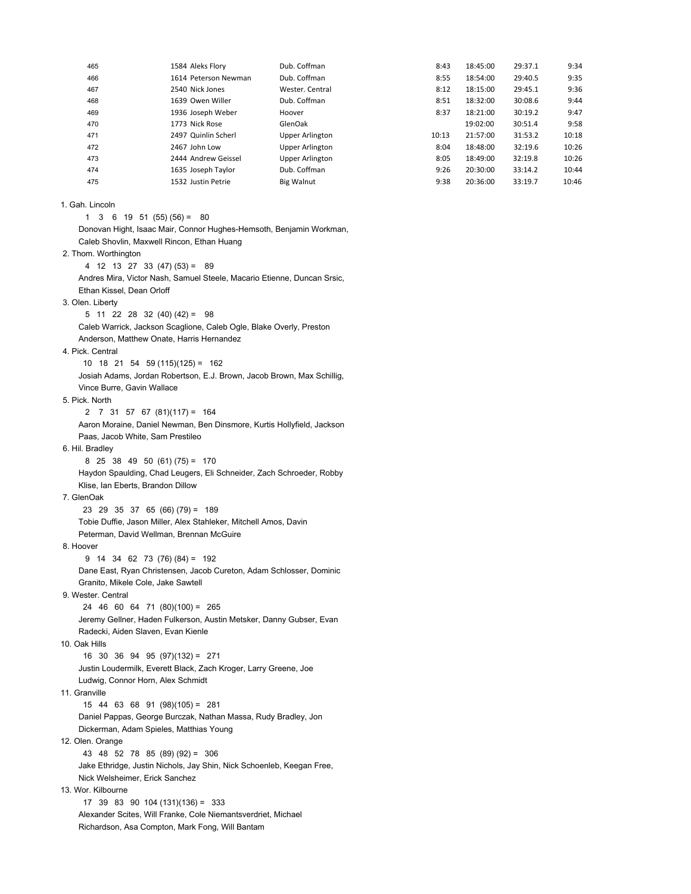| | | | | | | | |
|---|---|---|---|---|---|---|---|
| 465 | 1584 Aleks Flory | Dub. Coffman | 8:43 | 18:45:00 | 29:37.1 | 9:34 |
| 466 | 1614 Peterson Newman | Dub. Coffman | 8:55 | 18:54:00 | 29:40.5 | 9:35 |
| 467 | 2540 Nick Jones | Wester. Central | 8:12 | 18:15:00 | 29:45.1 | 9:36 |
| 468 | 1639 Owen Willer | Dub. Coffman | 8:51 | 18:32:00 | 30:08.6 | 9:44 |
| 469 | 1936 Joseph Weber | Hoover | 8:37 | 18:21:00 | 30:19.2 | 9:47 |
| 470 | 1773 Nick Rose | GlenOak | | 19:02:00 | 30:51.4 | 9:58 |
| 471 | 2497 Quinlin Scherl | Upper Arlington | 10:13 | 21:57:00 | 31:53.2 | 10:18 |
| 472 | 2467 John Low | Upper Arlington | 8:04 | 18:48:00 | 32:19.6 | 10:26 |
| 473 | 2444 Andrew Geissel | Upper Arlington | 8:05 | 18:49:00 | 32:19.8 | 10:26 |
| 474 | 1635 Joseph Taylor | Dub. Coffman | 9:26 | 20:30:00 | 33:14.2 | 10:44 |
| 475 | 1532 Justin Petrie | Big Walnut | 9:38 | 20:36:00 | 33:19.7 | 10:46 |

1. Gah. Lincoln
   1 3 6 19 51 (55) (56) = 80
   Donovan Hight, Isaac Mair, Connor Hughes-Hemsoth, Benjamin Workman, Caleb Shovlin, Maxwell Rincon, Ethan Huang

2. Thom. Worthington
   4 12 13 27 33 (47) (53) = 89
   Andres Mira, Victor Nash, Samuel Steele, Macario Etienne, Duncan Srsic, Ethan Kissel, Dean Orloff

3. Olen. Liberty
   5 11 22 28 32 (40) (42) = 98
   Caleb Warrick, Jackson Scaglione, Caleb Ogle, Blake Overly, Preston Anderson, Matthew Onate, Harris Hernandez

4. Pick. Central
   10 18 21 54 59 (115)(125) = 162
   Josiah Adams, Jordan Robertson, E.J. Brown, Jacob Brown, Max Schillig, Vince Burre, Gavin Wallace

5. Pick. North
   2 7 31 57 67 (81)(117) = 164
   Aaron Moraine, Daniel Newman, Ben Dinsmore, Kurtis Hollyfield, Jackson Paas, Jacob White, Sam Prestileo

6. Hil. Bradley
   8 25 38 49 50 (61) (75) = 170
   Haydon Spaulding, Chad Leugers, Eli Schneider, Zach Schroeder, Robby Klise, Ian Eberts, Brandon Dillow

7. GlenOak
   23 29 35 37 65 (66) (79) = 189
   Tobie Duffie, Jason Miller, Alex Stahleker, Mitchell Amos, Davin Peterman, David Wellman, Brennan McGuire

8. Hoover
   9 14 34 62 73 (76) (84) = 192
   Dane East, Ryan Christensen, Jacob Cureton, Adam Schlosser, Dominic Granito, Mikele Cole, Jake Sawtell

9. Wester. Central
   24 46 60 64 71 (80)(100) = 265
   Jeremy Gellner, Haden Fulkerson, Austin Metsker, Danny Gubser, Evan Radecki, Aiden Slaven, Evan Kienle

10. Oak Hills
    16 30 36 94 95 (97)(132) = 271
    Justin Loudermilk, Everett Black, Zach Kroger, Larry Greene, Joe Ludwig, Connor Horn, Alex Schmidt

11. Granville
    15 44 63 68 91 (98)(105) = 281
    Daniel Pappas, George Burczak, Nathan Massa, Rudy Bradley, Jon Dickerman, Adam Spieles, Matthias Young

12. Olen. Orange
    43 48 52 78 85 (89) (92) = 306
    Jake Ethridge, Justin Nichols, Jay Shin, Nick Schoenleb, Keegan Free, Nick Welsheimer, Erick Sanchez

13. Wor. Kilbourne
    17 39 83 90 104 (131)(136) = 333
    Alexander Scites, Will Franke, Cole Niemantsverdriet, Michael Richardson, Asa Compton, Mark Fong, Will Bantam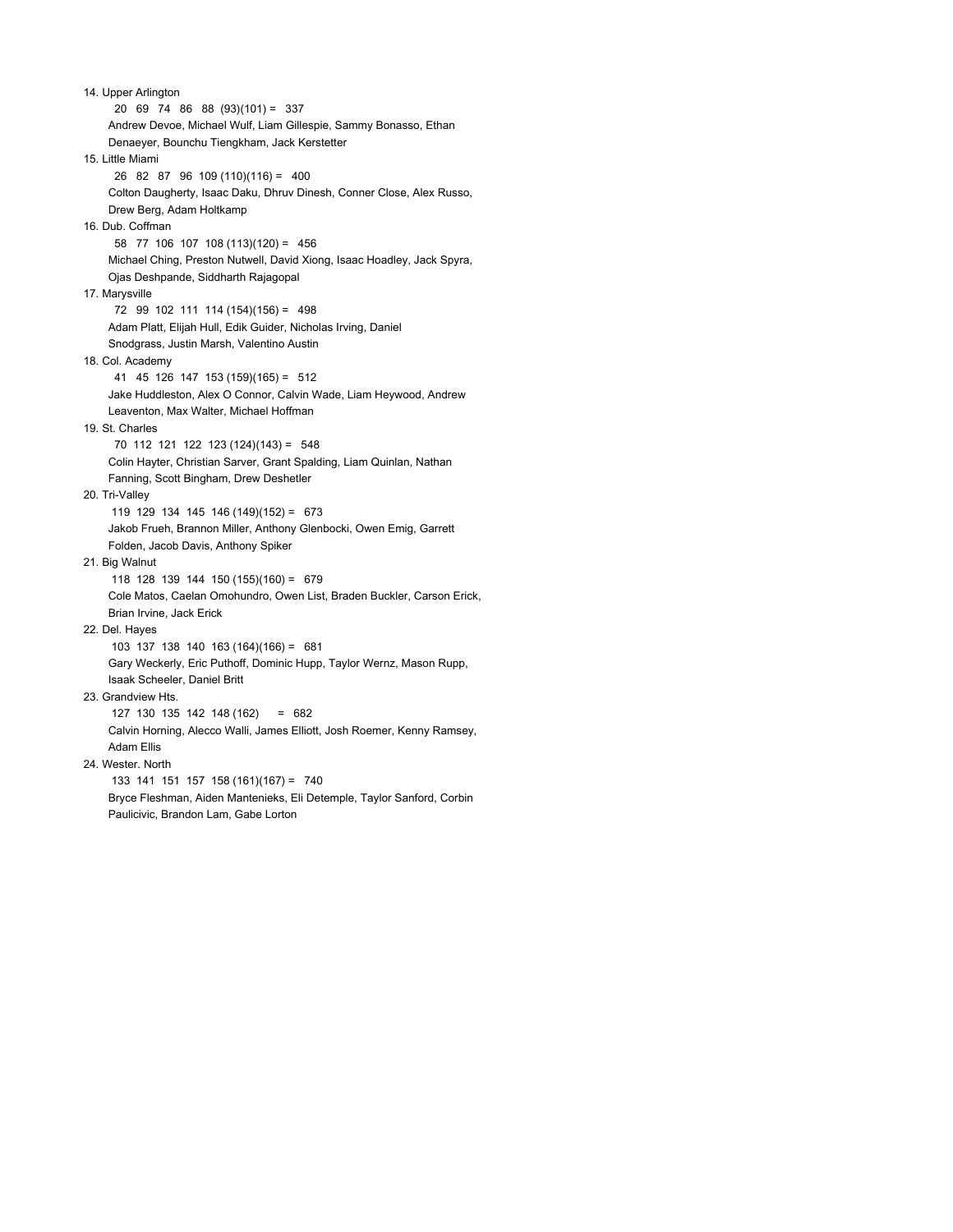14. Upper Arlington
   20 69 74 86 88 (93)(101) = 337
   Andrew Devoe, Michael Wulf, Liam Gillespie, Sammy Bonasso, Ethan Denaeyer, Bounchu Tiengkham, Jack Kerstetter
15. Little Miami
   26 82 87 96 109 (110)(116) = 400
   Colton Daugherty, Isaac Daku, Dhruv Dinesh, Conner Close, Alex Russo, Drew Berg, Adam Holtkamp
16. Dub. Coffman
   58 77 106 107 108 (113)(120) = 456
   Michael Ching, Preston Nutwell, David Xiong, Isaac Hoadley, Jack Spyra, Ojas Deshpande, Siddharth Rajagopal
17. Marysville
   72 99 102 111 114 (154)(156) = 498
   Adam Platt, Elijah Hull, Edik Guider, Nicholas Irving, Daniel Snodgrass, Justin Marsh, Valentino Austin
18. Col. Academy
   41 45 126 147 153 (159)(165) = 512
   Jake Huddleston, Alex O Connor, Calvin Wade, Liam Heywood, Andrew Leaventon, Max Walter, Michael Hoffman
19. St. Charles
   70 112 121 122 123 (124)(143) = 548
   Colin Hayter, Christian Sarver, Grant Spalding, Liam Quinlan, Nathan Fanning, Scott Bingham, Drew Deshetler
20. Tri-Valley
   119 129 134 145 146 (149)(152) = 673
   Jakob Frueh, Brannon Miller, Anthony Glenbocki, Owen Emig, Garrett Folden, Jacob Davis, Anthony Spiker
21. Big Walnut
   118 128 139 144 150 (155)(160) = 679
   Cole Matos, Caelan Omohundro, Owen List, Braden Buckler, Carson Erick, Brian Irvine, Jack Erick
22. Del. Hayes
   103 137 138 140 163 (164)(166) = 681
   Gary Weckerly, Eric Puthoff, Dominic Hupp, Taylor Wernz, Mason Rupp, Isaak Scheeler, Daniel Britt
23. Grandview Hts.
   127 130 135 142 148 (162) = 682
   Calvin Horning, Alecco Walli, James Elliott, Josh Roemer, Kenny Ramsey, Adam Ellis
24. Wester. North
   133 141 151 157 158 (161)(167) = 740
   Bryce Fleshman, Aiden Mantenieks, Eli Detemple, Taylor Sanford, Corbin Paulicivic, Brandon Lam, Gabe Lorton